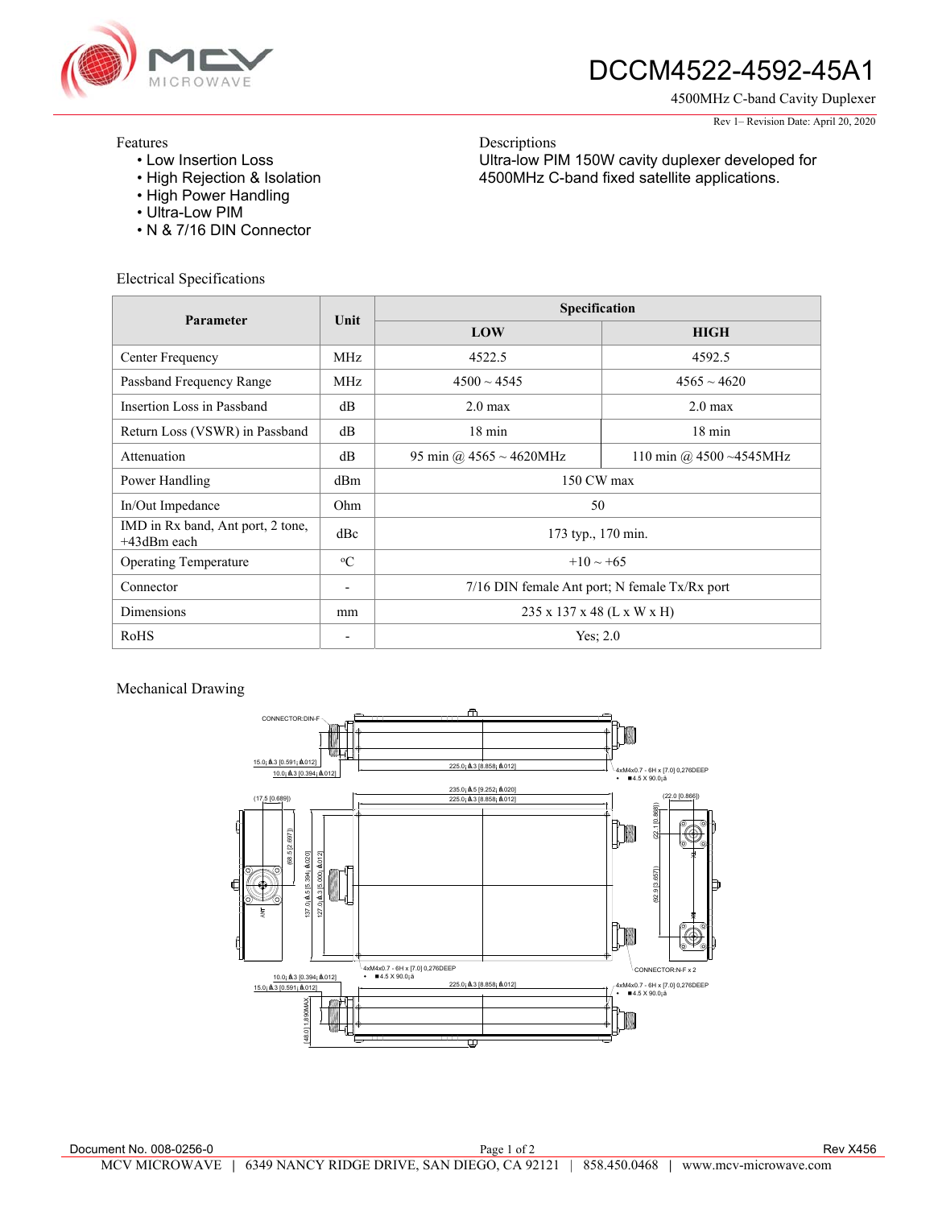# DCCM4522-4592-45A1

4500MHz C-band Cavity Duplexer

Rev 1– Revision Date: April 20, 2020

## Features

- Low Insertion Loss
- High Rejection & Isolation
- High Power Handling
- Ultra-Low PIM
- N & 7/16 DIN Connector

## Descriptions

Ultra-low PIM 150W cavity duplexer developed for 4500MHz C-band fixed satellite applications.

## Electrical Specifications

| Parameter | Unit | Specification | |
|---|---|---|---|
| | | LOW | HIGH |
| Center Frequency | MHz | 4522.5 | 4592.5 |
| Passband Frequency Range | MHz | 4500 ~ 4545 | 4565 ~ 4620 |
| Insertion Loss in Passband | dB | 2.0 max | 2.0 max |
| Return Loss (VSWR) in Passband | dB | 18 min | 18 min |
| Attenuation | dB | 95 min @ 4565 ~ 4620MHz | 110 min @ 4500 ~4545MHz |
| Power Handling | dBm | 150 CW max | |
| In/Out Impedance | Ohm | 50 | |
| IMD in Rx band, Ant port, 2 tone, +43dBm each | dBc | 173 typ., 170 min. | |
| Operating Temperature | °C | +10 ~ +65 | |
| Connector | - | 7/16 DIN female Ant port; N female Tx/Rx port | |
| Dimensions | mm | 235 x 137 x 48 (L x W x H) | |
| RoHS | - | Yes; 2.0 | |

## Mechanical Drawing

Document No. 008-0256-0

Rev X456

MCV MICROWAVE | 6349 NANCY RIDGE DRIVE, SAN DIEGO, CA 92121 | 858.450.0468 | www.mcv-microwave.com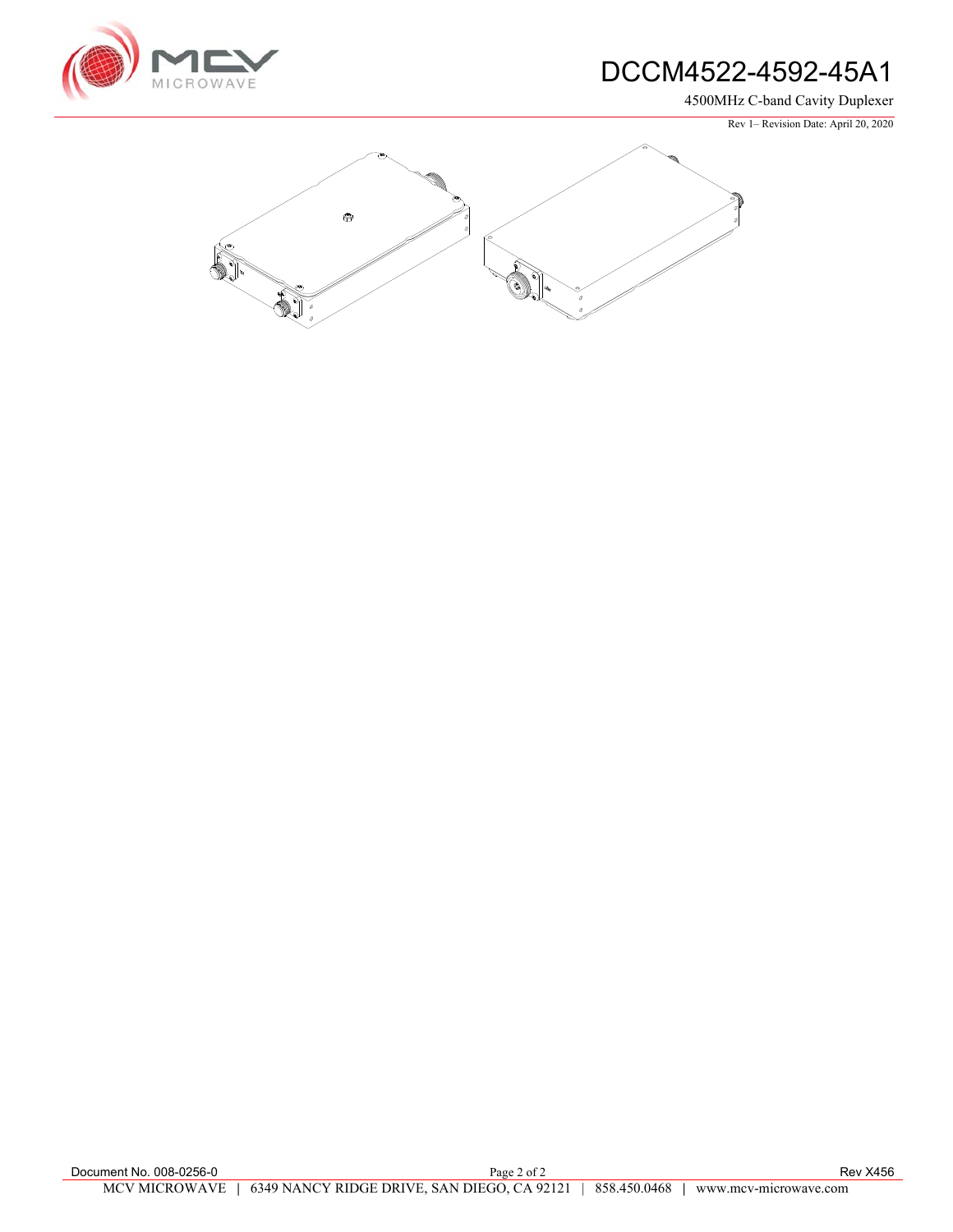# DCCM4522-4592-45A1

4500MHz C-band Cavity Duplexer

Rev 1– Revision Date: April 20, 2020